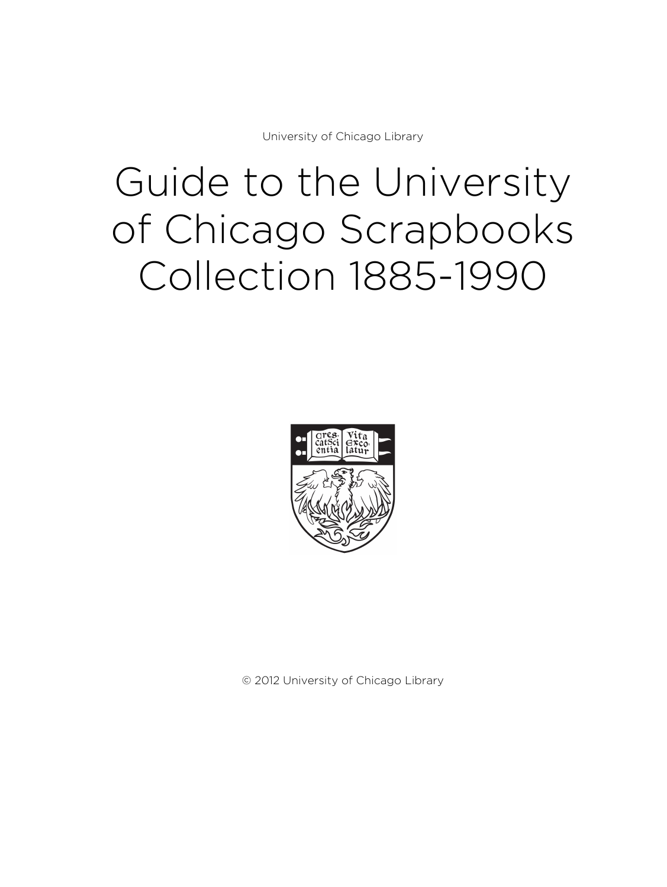University of Chicago Library

# Guide to the University of Chicago Scrapbooks Collection 1885-1990

© 2012 University of Chicago Library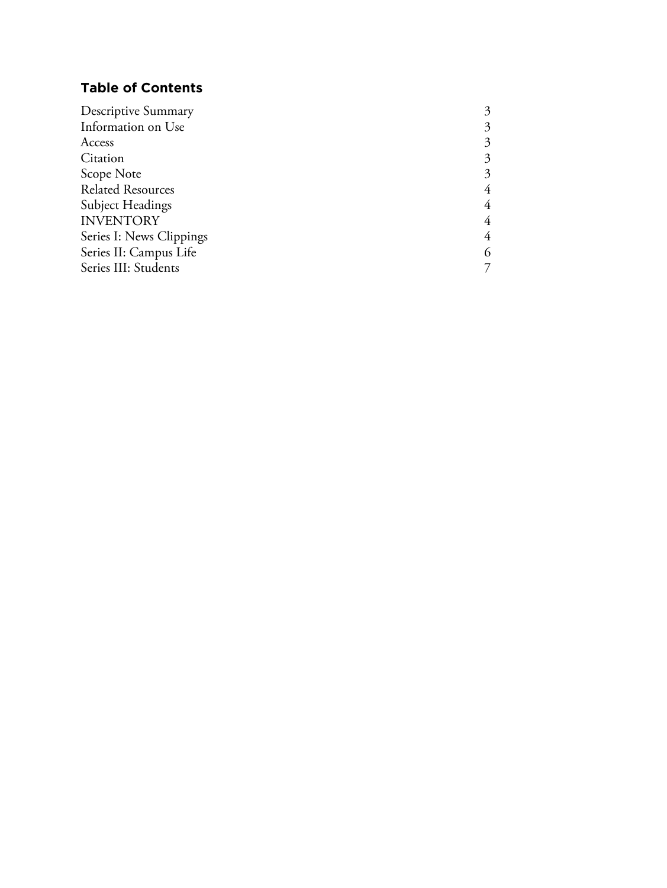## Table of Contents

| | |
|---|---|
| Descriptive Summary | 3 |
| Information on Use | 3 |
| Access | 3 |
| Citation | 3 |
| Scope Note | 3 |
| Related Resources | 4 |
| Subject Headings | 4 |
| INVENTORY | 4 |
| Series I: News Clippings | 4 |
| Series II: Campus Life | 6 |
| Series III: Students | 7 |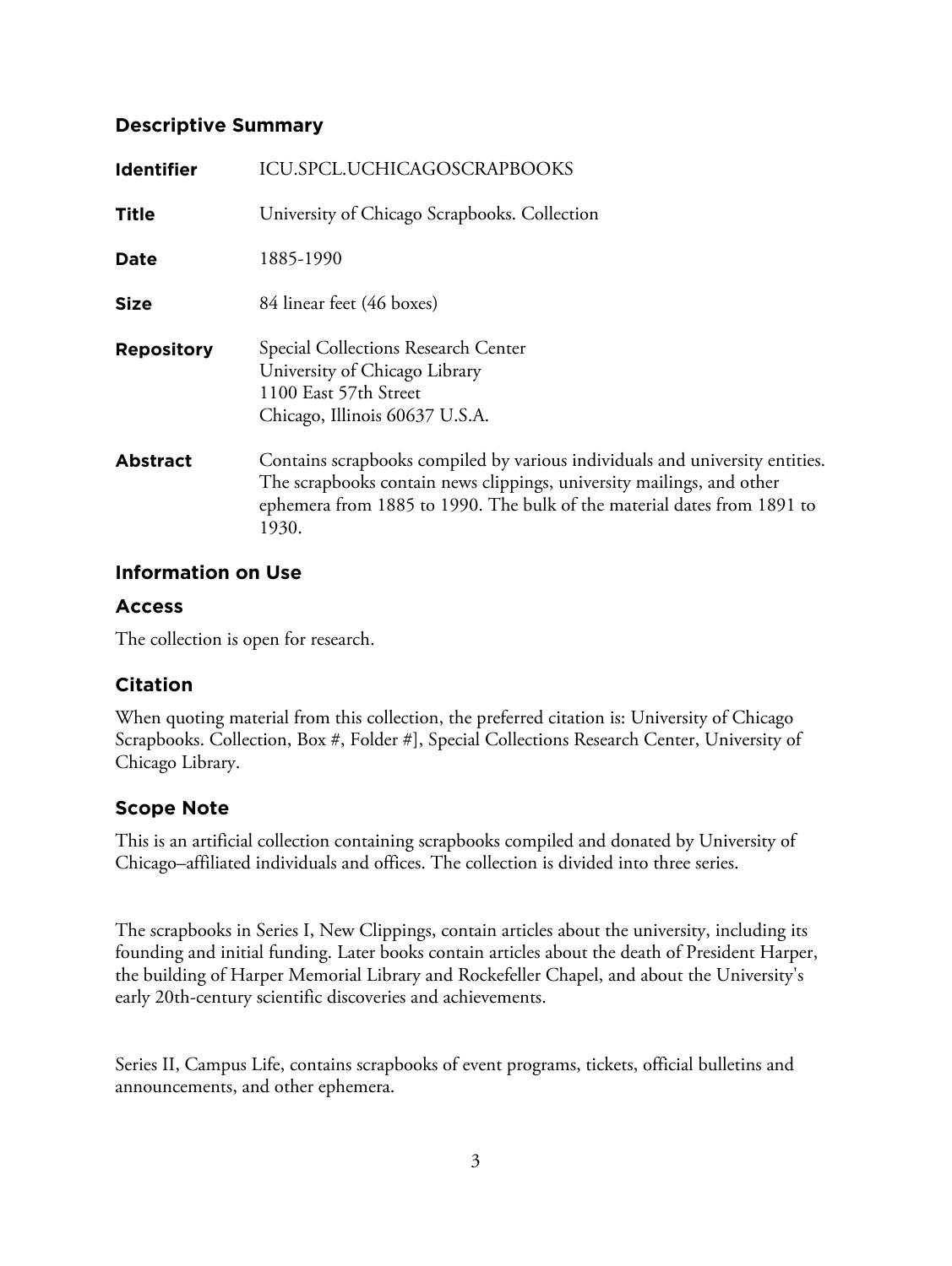## Descriptive Summary

| | |
|---|---|
| **Identifier** | ICU.SPCL.UCHICAGOSCRAPBOOKS |
| **Title** | University of Chicago Scrapbooks. Collection |
| **Date** | 1885-1990 |
| **Size** | 84 linear feet (46 boxes) |
| **Repository** | Special Collections Research Center<br>University of Chicago Library<br>1100 East 57th Street<br>Chicago, Illinois 60637 U.S.A. |
| **Abstract** | Contains scrapbooks compiled by various individuals and university entities. The scrapbooks contain news clippings, university mailings, and other ephemera from 1885 to 1990. The bulk of the material dates from 1891 to 1930. |

## Information on Use

### Access

The collection is open for research.

### Citation

When quoting material from this collection, the preferred citation is: University of Chicago Scrapbooks. Collection, Box #, Folder #], Special Collections Research Center, University of Chicago Library.

### Scope Note

This is an artificial collection containing scrapbooks compiled and donated by University of Chicago–affiliated individuals and offices. The collection is divided into three series.

The scrapbooks in Series I, New Clippings, contain articles about the university, including its founding and initial funding. Later books contain articles about the death of President Harper, the building of Harper Memorial Library and Rockefeller Chapel, and about the University's early 20th-century scientific discoveries and achievements.

Series II, Campus Life, contains scrapbooks of event programs, tickets, official bulletins and announcements, and other ephemera.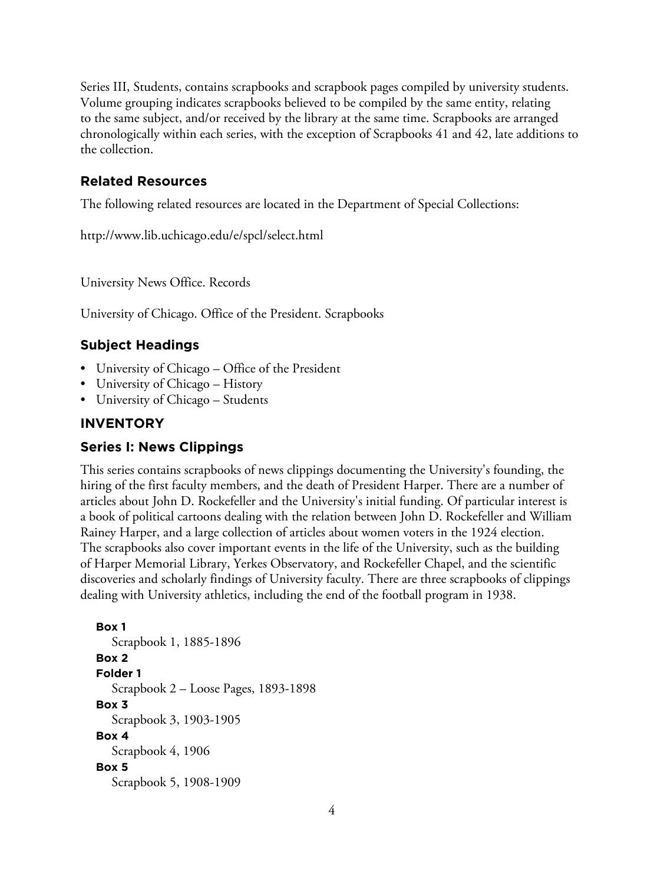Series III, Students, contains scrapbooks and scrapbook pages compiled by university students. Volume grouping indicates scrapbooks believed to be compiled by the same entity, relating to the same subject, and/or received by the library at the same time. Scrapbooks are arranged chronologically within each series, with the exception of Scrapbooks 41 and 42, late additions to the collection.

## Related Resources

The following related resources are located in the Department of Special Collections:

http://www.lib.uchicago.edu/e/spcl/select.html

University News Office. Records

University of Chicago. Office of the President. Scrapbooks

## Subject Headings

- University of Chicago – Office of the President
- University of Chicago – History
- University of Chicago – Students

## INVENTORY

## Series I: News Clippings

This series contains scrapbooks of news clippings documenting the University's founding, the hiring of the first faculty members, and the death of President Harper. There are a number of articles about John D. Rockefeller and the University's initial funding. Of particular interest is a book of political cartoons dealing with the relation between John D. Rockefeller and William Rainey Harper, and a large collection of articles about women voters in the 1924 election. The scrapbooks also cover important events in the life of the University, such as the building of Harper Memorial Library, Yerkes Observatory, and Rockefeller Chapel, and the scientific discoveries and scholarly findings of University faculty. There are three scrapbooks of clippings dealing with University athletics, including the end of the football program in 1938.

**Box 1**

Scrapbook 1, 1885-1896

**Box 2**

**Folder 1**

Scrapbook 2 – Loose Pages, 1893-1898

**Box 3**

Scrapbook 3, 1903-1905

**Box 4**

Scrapbook 4, 1906

**Box 5**

Scrapbook 5, 1908-1909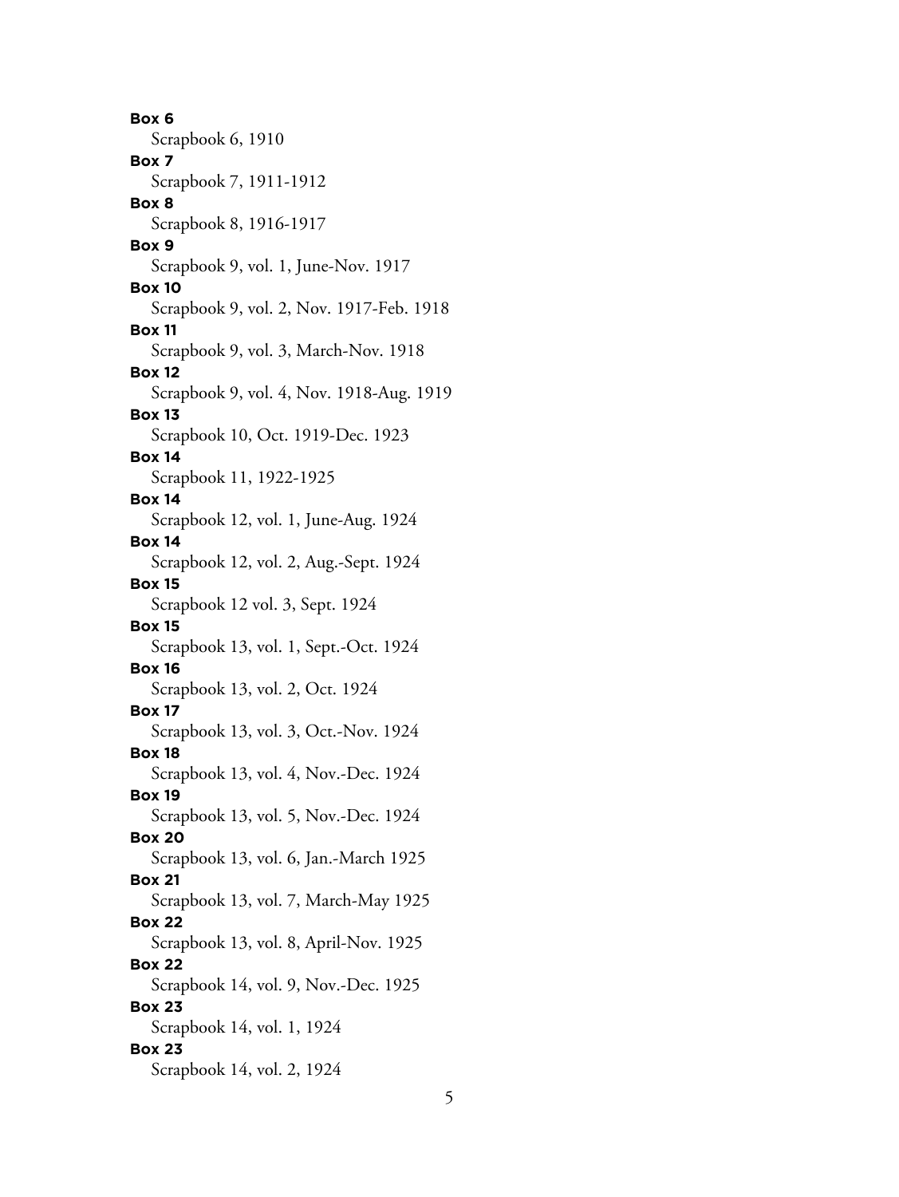**Box 6**
Scrapbook 6, 1910

**Box 7**
Scrapbook 7, 1911-1912

**Box 8**
Scrapbook 8, 1916-1917

**Box 9**
Scrapbook 9, vol. 1, June-Nov. 1917

**Box 10**
Scrapbook 9, vol. 2, Nov. 1917-Feb. 1918

**Box 11**
Scrapbook 9, vol. 3, March-Nov. 1918

**Box 12**
Scrapbook 9, vol. 4, Nov. 1918-Aug. 1919

**Box 13**
Scrapbook 10, Oct. 1919-Dec. 1923

**Box 14**
Scrapbook 11, 1922-1925

**Box 14**
Scrapbook 12, vol. 1, June-Aug. 1924

**Box 14**
Scrapbook 12, vol. 2, Aug.-Sept. 1924

**Box 15**
Scrapbook 12 vol. 3, Sept. 1924

**Box 15**
Scrapbook 13, vol. 1, Sept.-Oct. 1924

**Box 16**
Scrapbook 13, vol. 2, Oct. 1924

**Box 17**
Scrapbook 13, vol. 3, Oct.-Nov. 1924

**Box 18**
Scrapbook 13, vol. 4, Nov.-Dec. 1924

**Box 19**
Scrapbook 13, vol. 5, Nov.-Dec. 1924

**Box 20**
Scrapbook 13, vol. 6, Jan.-March 1925

**Box 21**
Scrapbook 13, vol. 7, March-May 1925

**Box 22**
Scrapbook 13, vol. 8, April-Nov. 1925

**Box 22**
Scrapbook 14, vol. 9, Nov.-Dec. 1925

**Box 23**
Scrapbook 14, vol. 1, 1924

**Box 23**
Scrapbook 14, vol. 2, 1924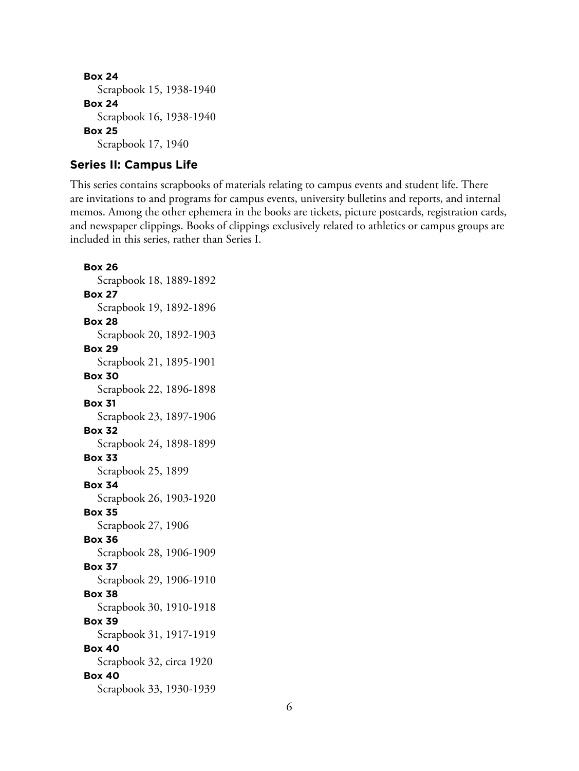**Box 24**
Scrapbook 15, 1938-1940

**Box 24**
Scrapbook 16, 1938-1940

**Box 25**
Scrapbook 17, 1940

### Series II: Campus Life

This series contains scrapbooks of materials relating to campus events and student life. There are invitations to and programs for campus events, university bulletins and reports, and internal memos. Among the other ephemera in the books are tickets, picture postcards, registration cards, and newspaper clippings. Books of clippings exclusively related to athletics or campus groups are included in this series, rather than Series I.

**Box 26**
Scrapbook 18, 1889-1892

**Box 27**
Scrapbook 19, 1892-1896

**Box 28**
Scrapbook 20, 1892-1903

**Box 29**
Scrapbook 21, 1895-1901

**Box 30**
Scrapbook 22, 1896-1898

**Box 31**
Scrapbook 23, 1897-1906

**Box 32**
Scrapbook 24, 1898-1899

**Box 33**
Scrapbook 25, 1899

**Box 34**
Scrapbook 26, 1903-1920

**Box 35**
Scrapbook 27, 1906

**Box 36**
Scrapbook 28, 1906-1909

**Box 37**
Scrapbook 29, 1906-1910

**Box 38**
Scrapbook 30, 1910-1918

**Box 39**
Scrapbook 31, 1917-1919

**Box 40**
Scrapbook 32, circa 1920

**Box 40**
Scrapbook 33, 1930-1939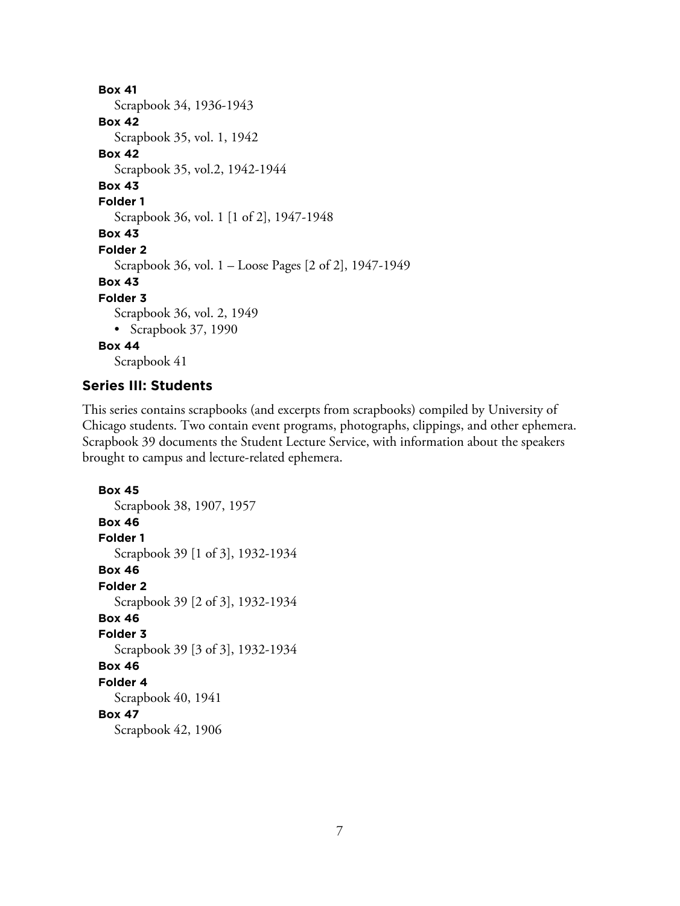**Box 41**

Scrapbook 34, 1936-1943

**Box 42**

Scrapbook 35, vol. 1, 1942

**Box 42**

Scrapbook 35, vol.2, 1942-1944

**Box 43**

**Folder 1**

Scrapbook 36, vol. 1 [1 of 2], 1947-1948

**Box 43**

**Folder 2**

Scrapbook 36, vol. 1 – Loose Pages [2 of 2], 1947-1949

**Box 43**

**Folder 3**

Scrapbook 36, vol. 2, 1949

- Scrapbook 37, 1990

**Box 44**

Scrapbook 41

## Series III: Students

This series contains scrapbooks (and excerpts from scrapbooks) compiled by University of Chicago students. Two contain event programs, photographs, clippings, and other ephemera. Scrapbook 39 documents the Student Lecture Service, with information about the speakers brought to campus and lecture-related ephemera.

**Box 45**

Scrapbook 38, 1907, 1957

**Box 46**

**Folder 1**

Scrapbook 39 [1 of 3], 1932-1934

**Box 46**

**Folder 2**

Scrapbook 39 [2 of 3], 1932-1934

**Box 46**

**Folder 3**

Scrapbook 39 [3 of 3], 1932-1934

**Box 46**

**Folder 4**

Scrapbook 40, 1941

**Box 47**

Scrapbook 42, 1906